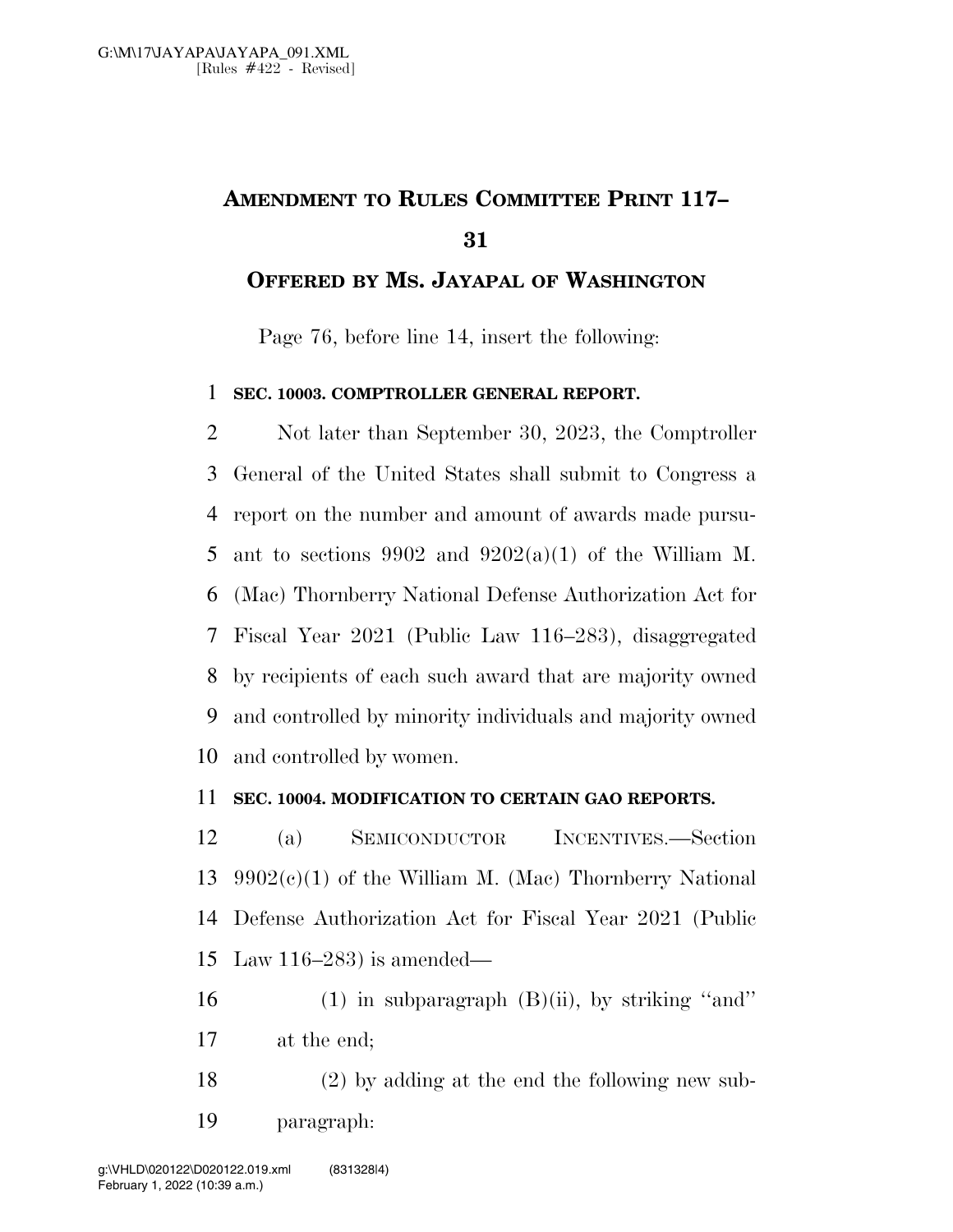# AMENDMENT TO RULES COMMITTEE PRINT 117–31

## OFFERED BY MS. JAYAPAL OF WASHINGTON

Page 76, before line 14, insert the following:

**SEC. 10003. COMPTROLLER GENERAL REPORT.**

Not later than September 30, 2023, the Comptroller General of the United States shall submit to Congress a report on the number and amount of awards made pursuant to sections 9902 and 9202(a)(1) of the William M. (Mac) Thornberry National Defense Authorization Act for Fiscal Year 2021 (Public Law 116–283), disaggregated by recipients of each such award that are majority owned and controlled by minority individuals and majority owned and controlled by women.

**SEC. 10004. MODIFICATION TO CERTAIN GAO REPORTS.**

(a) SEMICONDUCTOR INCENTIVES.—Section 9902(c)(1) of the William M. (Mac) Thornberry National Defense Authorization Act for Fiscal Year 2021 (Public Law 116–283) is amended—

(1) in subparagraph (B)(ii), by striking ''and'' at the end;

(2) by adding at the end the following new subparagraph: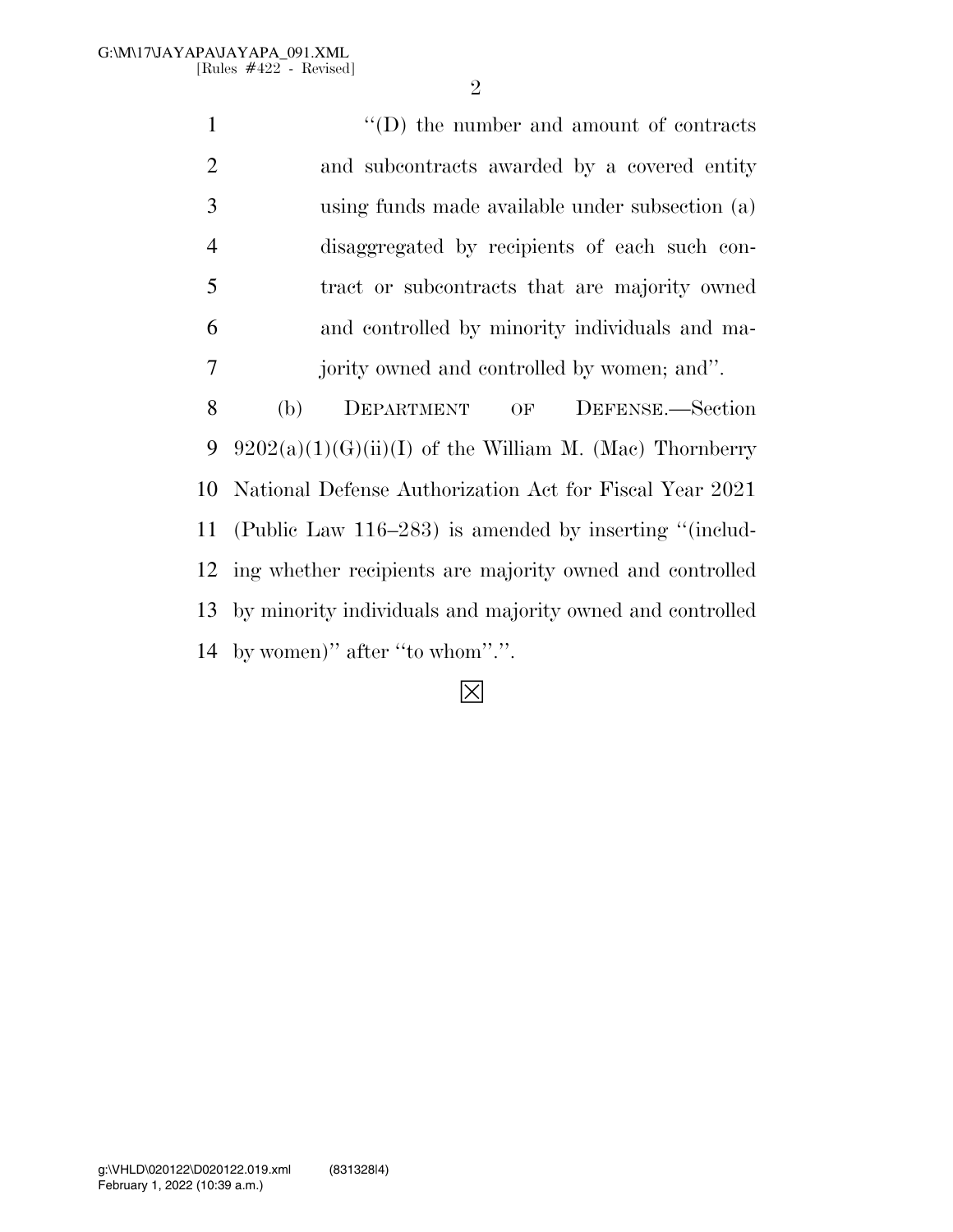"(D) the number and amount of contracts and subcontracts awarded by a covered entity using funds made available under subsection (a) disaggregated by recipients of each such contract or subcontracts that are majority owned and controlled by minority individuals and majority owned and controlled by women; and".

(b) DEPARTMENT OF DEFENSE.—Section 9202(a)(1)(G)(ii)(I) of the William M. (Mac) Thornberry National Defense Authorization Act for Fiscal Year 2021 (Public Law 116–283) is amended by inserting "(including whether recipients are majority owned and controlled by minority individuals and majority owned and controlled by women)" after "to whom".".

☒